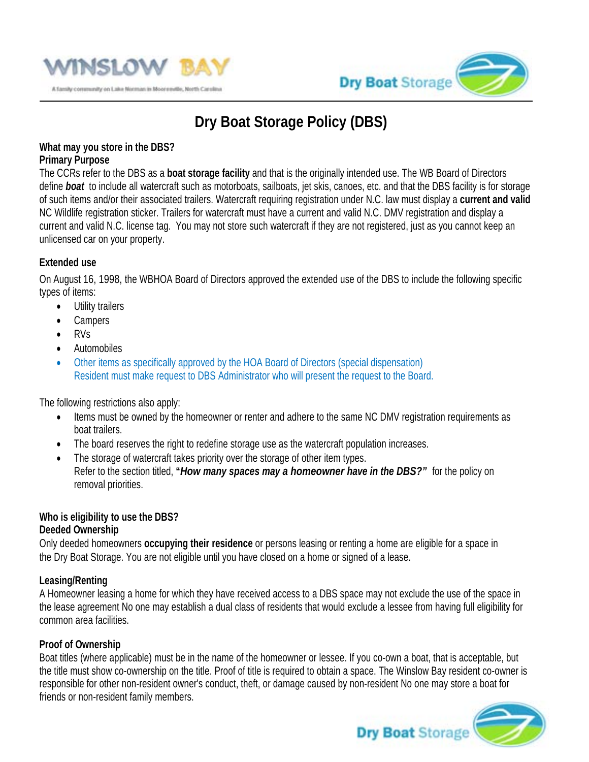# Dry Boat Storage Policy (DBS)

**What may you store in the DBS?**

**Primary Purpose**

The CCRs refer to the DBS as a **boat storage facility** and that is the originally intended use. The WB Board of Directors define ***boat*** to include all watercraft such as motorboats, sailboats, jet skis, canoes, etc. and that the DBS facility is for storage of such items and/or their associated trailers. Watercraft requiring registration under N.C. law must display a **current and valid** NC Wildlife registration sticker. Trailers for watercraft must have a current and valid N.C. DMV registration and display a current and valid N.C. license tag. You may not store such watercraft if they are not registered, just as you cannot keep an unlicensed car on your property.

**Extended use**

On August 16, 1998, the WBHOA Board of Directors approved the extended use of the DBS to include the following specific types of items:

- Utility trailers
- Campers
- RVs
- Automobiles
- Other items as specifically approved by the HOA Board of Directors (special dispensation)
  Resident must make request to DBS Administrator who will present the request to the Board.

The following restrictions also apply:

- Items must be owned by the homeowner or renter and adhere to the same NC DMV registration requirements as boat trailers.
- The board reserves the right to redefine storage use as the watercraft population increases.
- The storage of watercraft takes priority over the storage of other item types.
  Refer to the section titled, **"*How many spaces may a homeowner have in the DBS?*"** for the policy on removal priorities.

**Who is eligibility to use the DBS?**

**Deeded Ownership**

Only deeded homeowners **occupying their residence** or persons leasing or renting a home are eligible for a space in the Dry Boat Storage. You are not eligible until you have closed on a home or signed of a lease.

**Leasing/Renting**

A Homeowner leasing a home for which they have received access to a DBS space may not exclude the use of the space in the lease agreement No one may establish a dual class of residents that would exclude a lessee from having full eligibility for common area facilities.

**Proof of Ownership**

Boat titles (where applicable) must be in the name of the homeowner or lessee. If you co-own a boat, that is acceptable, but the title must show co-ownership on the title. Proof of title is required to obtain a space. The Winslow Bay resident co-owner is responsible for other non-resident owner's conduct, theft, or damage caused by non-resident No one may store a boat for friends or non-resident family members.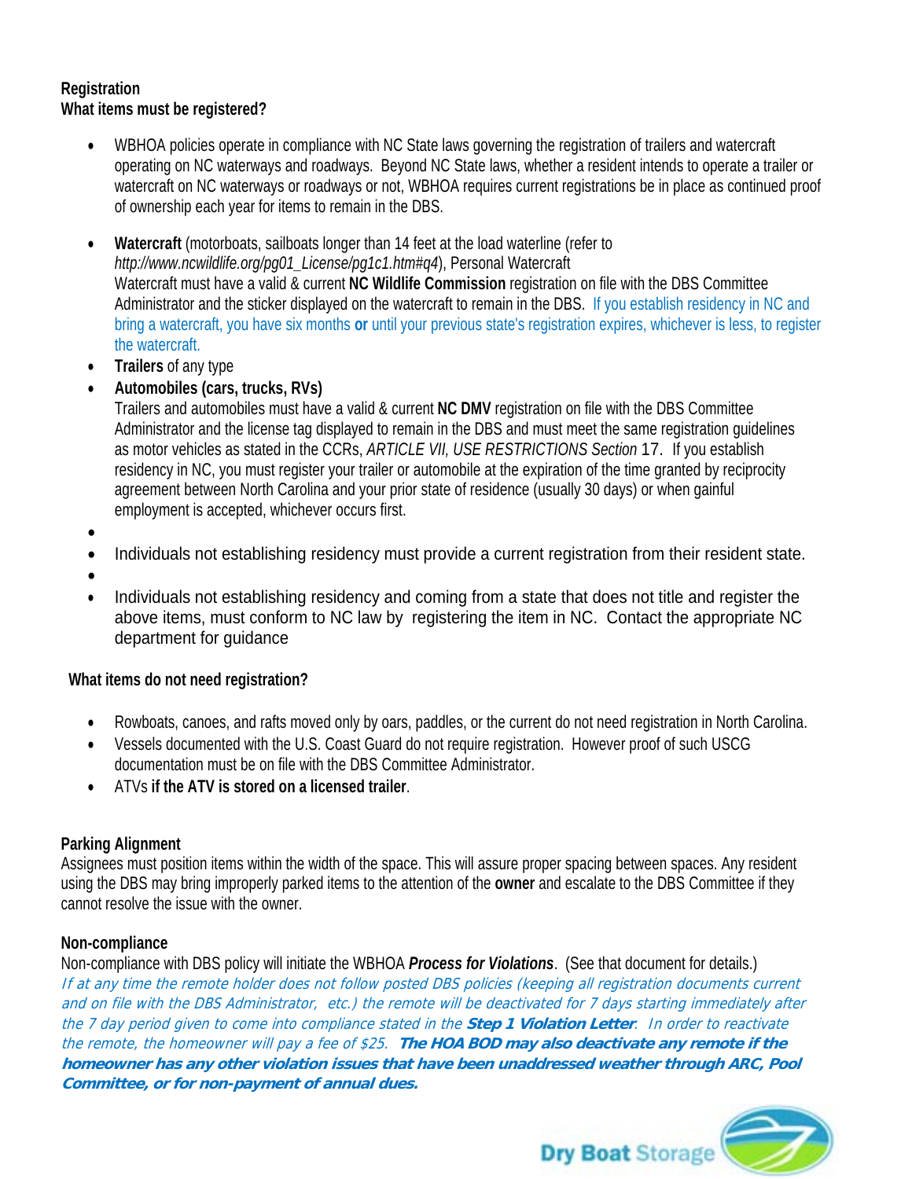**Registration**

**What items must be registered?**

- WBHOA policies operate in compliance with NC State laws governing the registration of trailers and watercraft operating on NC waterways and roadways. Beyond NC State laws, whether a resident intends to operate a trailer or watercraft on NC waterways or roadways or not, WBHOA requires current registrations be in place as continued proof of ownership each year for items to remain in the DBS.
- **Watercraft** (motorboats, sailboats longer than 14 feet at the load waterline (refer to *http://www.ncwildlife.org/pg01_License/pg1c1.htm#q4*), Personal Watercraft
  Watercraft must have a valid & current **NC Wildlife Commission** registration on file with the DBS Committee Administrator and the sticker displayed on the watercraft to remain in the DBS. If you establish residency in NC and bring a watercraft, you have six months **or** until your previous state's registration expires, whichever is less, to register the watercraft.
- **Trailers** of any type
- **Automobiles (cars, trucks, RVs)**
  Trailers and automobiles must have a valid & current **NC DMV** registration on file with the DBS Committee Administrator and the license tag displayed to remain in the DBS and must meet the same registration guidelines as motor vehicles as stated in the CCRs, *ARTICLE VII, USE RESTRICTIONS Section* 17. If you establish residency in NC, you must register your trailer or automobile at the expiration of the time granted by reciprocity agreement between North Carolina and your prior state of residence (usually 30 days) or when gainful employment is accepted, whichever occurs first.
- Individuals not establishing residency must provide a current registration from their resident state.
- Individuals not establishing residency and coming from a state that does not title and register the above items, must conform to NC law by registering the item in NC. Contact the appropriate NC department for guidance

**What items do not need registration?**

- Rowboats, canoes, and rafts moved only by oars, paddles, or the current do not need registration in North Carolina.
- Vessels documented with the U.S. Coast Guard do not require registration. However proof of such USCG documentation must be on file with the DBS Committee Administrator.
- ATVs **if the ATV is stored on a licensed trailer**.

**Parking Alignment**

Assignees must position items within the width of the space. This will assure proper spacing between spaces. Any resident using the DBS may bring improperly parked items to the attention of the **owner** and escalate to the DBS Committee if they cannot resolve the issue with the owner.

**Non-compliance**

Non-compliance with DBS policy will initiate the WBHOA ***Process for Violations***. (See that document for details.)
*If at any time the remote holder does not follow posted DBS policies (keeping all registration documents current and on file with the DBS Administrator, etc.) the remote will be deactivated for 7 days starting immediately after the 7 day period given to come into compliance stated in the **Step 1 Violation Letter**. In order to reactivate the remote, the homeowner will pay a fee of $25. **The HOA BOD may also deactivate any remote if the homeowner has any other violation issues that have been unaddressed weather through ARC, Pool Committee, or for non-payment of annual dues.***

Dry Boat Storage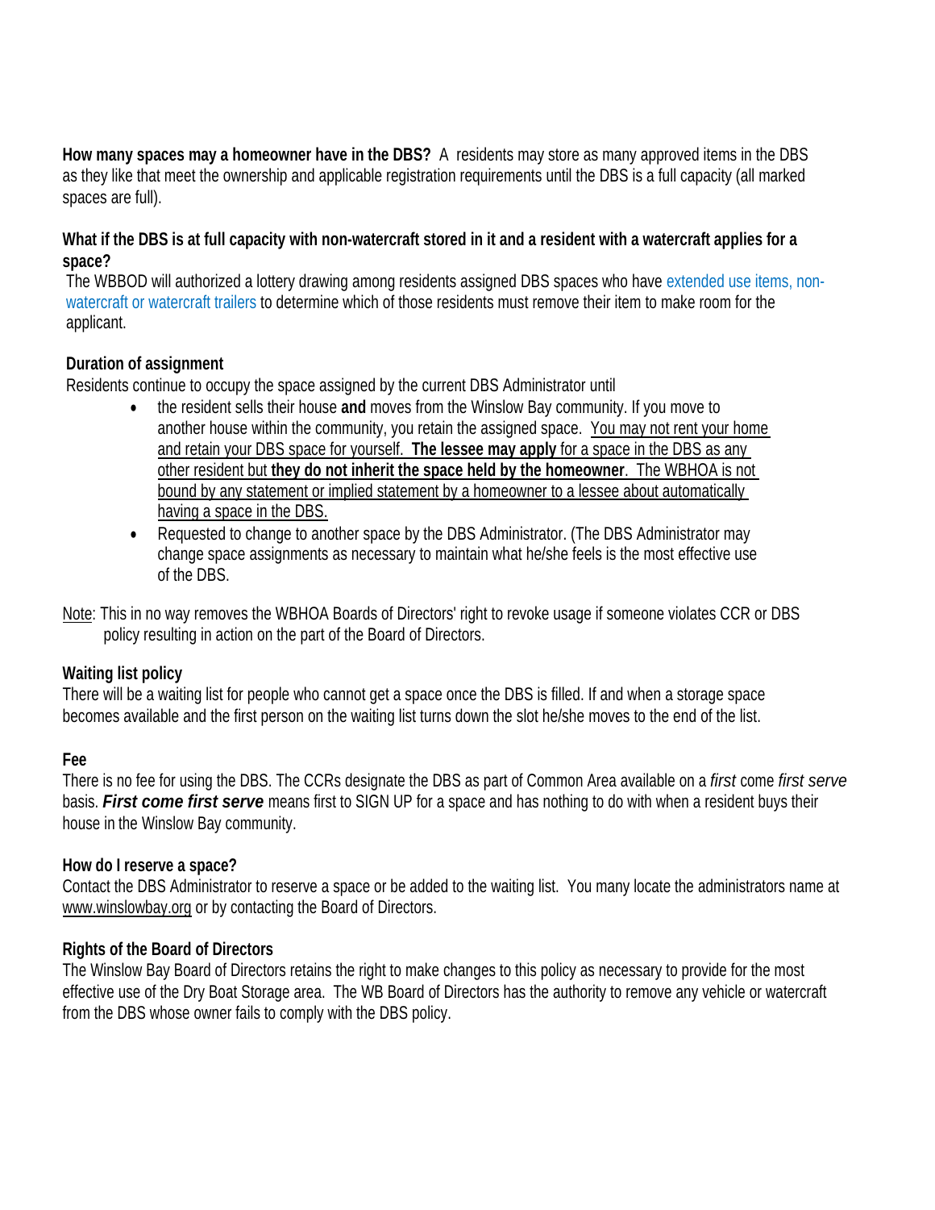**How many spaces may a homeowner have in the DBS?** A residents may store as many approved items in the DBS as they like that meet the ownership and applicable registration requirements until the DBS is a full capacity (all marked spaces are full).

**What if the DBS is at full capacity with non-watercraft stored in it and a resident with a watercraft applies for a space?**

The WBBOD will authorized a lottery drawing among residents assigned DBS spaces who have extended use items, non-watercraft or watercraft trailers to determine which of those residents must remove their item to make room for the applicant.

**Duration of assignment**

Residents continue to occupy the space assigned by the current DBS Administrator until

- the resident sells their house **and** moves from the Winslow Bay community. If you move to another house within the community, you retain the assigned space. You may not rent your home and retain your DBS space for yourself. **The lessee may apply** for a space in the DBS as any other resident but **they do not inherit the space held by the homeowner**. The WBHOA is not bound by any statement or implied statement by a homeowner to a lessee about automatically having a space in the DBS.
- Requested to change to another space by the DBS Administrator. (The DBS Administrator may change space assignments as necessary to maintain what he/she feels is the most effective use of the DBS.

Note: This in no way removes the WBHOA Boards of Directors' right to revoke usage if someone violates CCR or DBS policy resulting in action on the part of the Board of Directors.

**Waiting list policy**

There will be a waiting list for people who cannot get a space once the DBS is filled. If and when a storage space becomes available and the first person on the waiting list turns down the slot he/she moves to the end of the list.

**Fee**

There is no fee for using the DBS. The CCRs designate the DBS as part of Common Area available on a *first* come *first serve* basis. ***First come first serve*** means first to SIGN UP for a space and has nothing to do with when a resident buys their house in the Winslow Bay community.

**How do I reserve a space?**

Contact the DBS Administrator to reserve a space or be added to the waiting list. You many locate the administrators name at www.winslowbay.org or by contacting the Board of Directors.

**Rights of the Board of Directors**

The Winslow Bay Board of Directors retains the right to make changes to this policy as necessary to provide for the most effective use of the Dry Boat Storage area. The WB Board of Directors has the authority to remove any vehicle or watercraft from the DBS whose owner fails to comply with the DBS policy.